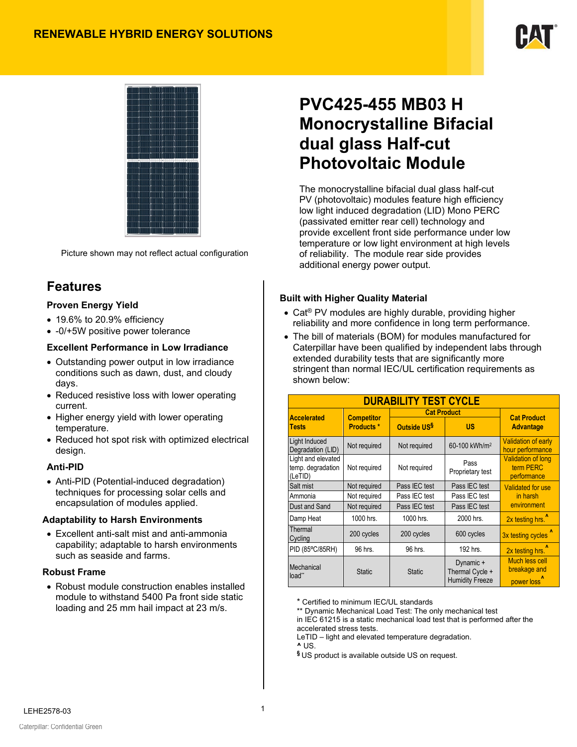RENEWABLE HYBRID ENERGY SOLUTIONS

# PVC425-455 MB03 H Monocrystalline Bifacial dual glass Half-cut Photovoltaic Module

The monocrystalline bifacial dual glass half-cut PV (photovoltaic) modules feature high efficiency low light induced degradation (LID) Mono PERC (passivated emitter rear cell) technology and provide excellent front side performance under low temperature or low light environment at high levels of reliability. The module rear side provides additional energy power output.

Picture shown may not reflect actual configuration

## Features

### Proven Energy Yield

- 19.6% to 20.9% efficiency
- -0/+5W positive power tolerance

### Excellent Performance in Low Irradiance

- Outstanding power output in low irradiance conditions such as dawn, dust, and cloudy days.
- Reduced resistive loss with lower operating current.
- Higher energy yield with lower operating temperature.
- Reduced hot spot risk with optimized electrical design.

### Anti-PID

- Anti-PID (Potential-induced degradation) techniques for processing solar cells and encapsulation of modules applied.

### Adaptability to Harsh Environments

- Excellent anti-salt mist and anti-ammonia capability; adaptable to harsh environments such as seaside and farms.

### Robust Frame

- Robust module construction enables installed module to withstand 5400 Pa front side static loading and 25 mm hail impact at 23 m/s.

### Built with Higher Quality Material

- Cat® PV modules are highly durable, providing higher reliability and more confidence in long term performance.
- The bill of materials (BOM) for modules manufactured for Caterpillar have been qualified by independent labs through extended durability tests that are significantly more stringent than normal IEC/UL certification requirements as shown below:

**DURABILITY TEST CYCLE**

| Accelerated Tests | Competitor Products * | Cat Product | | Cat Product Advantage |
|---|---|---|---|---|
| | | Outside US§ | US | |
| Light Induced Degradation (LID) | Not required | Not required | 60-100 kWh/m² | Validation of early hour performance |
| Light and elevated temp. degradation (LeTID) | Not required | Not required | Pass Proprietary test | Validation of long term PERC performance |
| Salt mist | Not required | Pass IEC test | Pass IEC test | Validated for use in harsh environment |
| Ammonia | Not required | Pass IEC test | Pass IEC test | |
| Dust and Sand | Not required | Pass IEC test | Pass IEC test | |
| Damp Heat | 1000 hrs. | 1000 hrs. | 2000 hrs. | 2x testing hrs.^ |
| Thermal Cycling | 200 cycles | 200 cycles | 600 cycles | 3x testing cycles ^ |
| PID (85ºC/85RH) | 96 hrs. | 96 hrs. | 192 hrs. | 2x testing hrs.^ |
| Mechanical load** | Static | Static | Dynamic + Thermal Cycle + Humidity Freeze | Much less cell breakage and power loss^ |

\* Certified to minimum IEC/UL standards
** Dynamic Mechanical Load Test: The only mechanical test in IEC 61215 is a static mechanical load test that is performed after the accelerated stress tests.
LeTID – light and elevated temperature degradation.
^ US.
§ US product is available outside US on request.

LEHE2578-03

Caterpillar: Confidential Green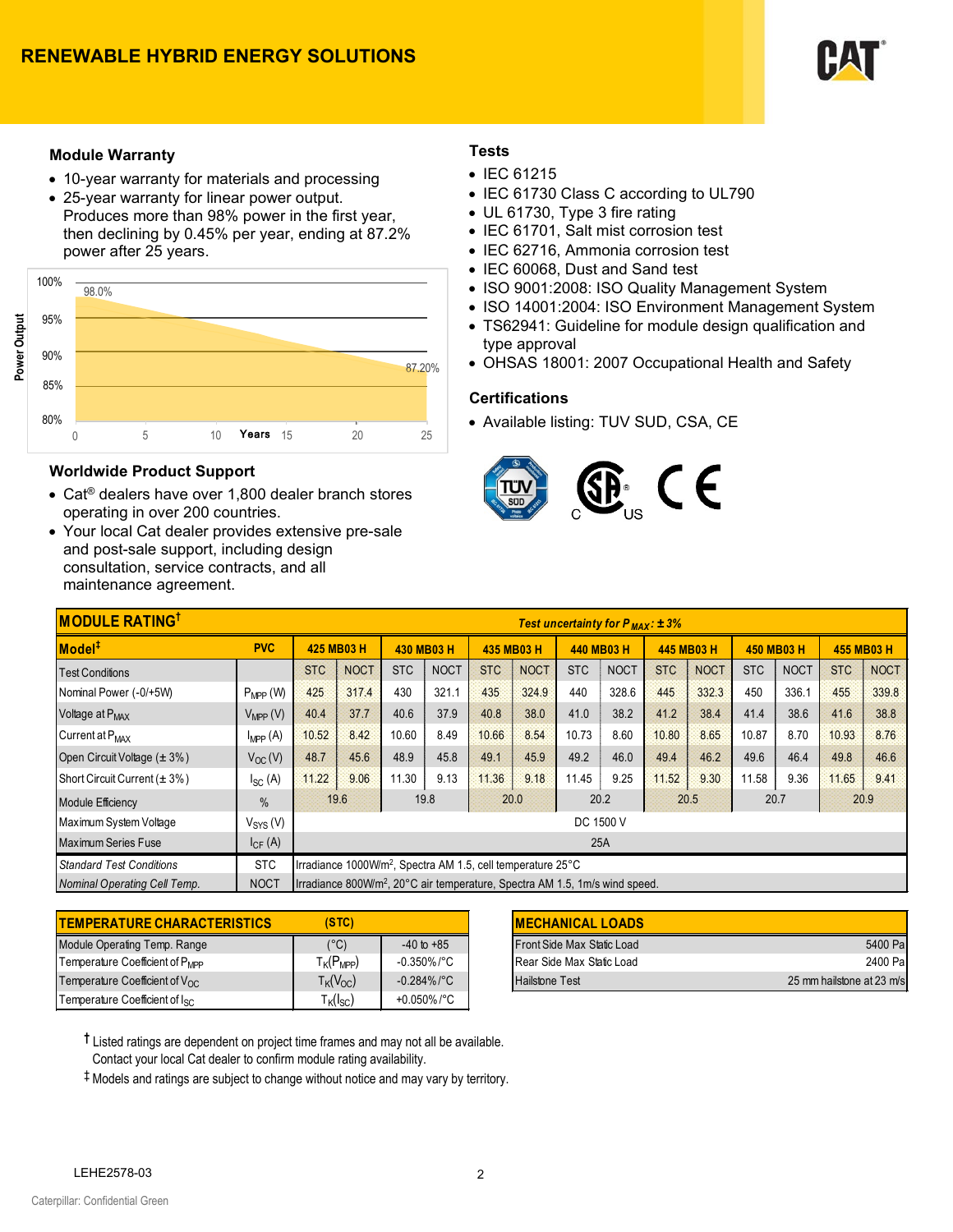## Module Warranty

- 10-year warranty for materials and processing
- 25-year warranty for linear power output. Produces more than 98% power in the first year, then declining by 0.45% per year, ending at 87.2% power after 25 years.

## Worldwide Product Support

- Cat® dealers have over 1,800 dealer branch stores operating in over 200 countries.
- Your local Cat dealer provides extensive pre-sale and post-sale support, including design consultation, service contracts, and all maintenance agreement.

## Tests

- IEC 61215
- IEC 61730 Class C according to UL790
- UL 61730, Type 3 fire rating
- IEC 61701, Salt mist corrosion test
- IEC 62716, Ammonia corrosion test
- IEC 60068, Dust and Sand test
- ISO 9001:2008: ISO Quality Management System
- ISO 14001:2004: ISO Environment Management System
- TS62941: Guideline for module design qualification and type approval
- OHSAS 18001: 2007 Occupational Health and Safety

## Certifications

- Available listing: TUV SUD, CSA, CE

## MODULE RATING†

*Test uncertainty for $P_{MAX}$: ± 3%*

| Model‡ | PVC | 425 MB03 H | | 430 MB03 H | | 435 MB03 H | | 440 MB03 H | | 445 MB03 H | | 450 MB03 H | | 455 MB03 H | |
|---|---|---|---|---|---|---|---|---|---|---|---|---|---|---|---|
| Test Conditions | | STC | NOCT | STC | NOCT | STC | NOCT | STC | NOCT | STC | NOCT | STC | NOCT | STC | NOCT |
| Nominal Power (-0/+5W) | $P_{MPP}$ (W) | 425 | 317.4 | 430 | 321.1 | 435 | 324.9 | 440 | 328.6 | 445 | 332.3 | 450 | 336.1 | 455 | 339.8 |
| Voltage at $P_{MAX}$ | $V_{MPP}$ (V) | 40.4 | 37.7 | 40.6 | 37.9 | 40.8 | 38.0 | 41.0 | 38.2 | 41.2 | 38.4 | 41.4 | 38.6 | 41.6 | 38.8 |
| Current at $P_{MAX}$ | $I_{MPP}$ (A) | 10.52 | 8.42 | 10.60 | 8.49 | 10.66 | 8.54 | 10.73 | 8.60 | 10.80 | 8.65 | 10.87 | 8.70 | 10.93 | 8.76 |
| Open Circuit Voltage (± 3%) | $V_{OC}$ (V) | 48.7 | 45.6 | 48.9 | 45.8 | 49.1 | 45.9 | 49.2 | 46.0 | 49.4 | 46.2 | 49.6 | 46.4 | 49.8 | 46.6 |
| Short Circuit Current (± 3%) | $I_{SC}$ (A) | 11.22 | 9.06 | 11.30 | 9.13 | 11.36 | 9.18 | 11.45 | 9.25 | 11.52 | 9.30 | 11.58 | 9.36 | 11.65 | 9.41 |
| Module Efficiency | % | 19.6 | | 19.8 | | 20.0 | | 20.2 | | 20.5 | | 20.7 | | 20.9 | |
| Maximum System Voltage | $V_{SYS}$ (V) | DC 1500 V | | | | | | | | | | | | | |
| Maximum Series Fuse | $I_{CF}$ (A) | 25A | | | | | | | | | | | | | |
| *Standard Test Conditions* | STC | Irradiance 1000W/m², Spectra AM 1.5, cell temperature 25°C | | | | | | | | | | | | | |
| *Nominal Operating Cell Temp.* | NOCT | Irradiance 800W/m², 20°C air temperature, Spectra AM 1.5, 1m/s wind speed. | | | | | | | | | | | | | |

| TEMPERATURE CHARACTERISTICS | (STC) | |
|---|---|---|
| Module Operating Temp. Range | (°C) | -40 to +85 |
| Temperature Coefficient of $P_{MPP}$ | $T_K(P_{MPP})$ | -0.350%/°C |
| Temperature Coefficient of $V_{OC}$ | $T_K(V_{OC})$ | -0.284%/°C |
| Temperature Coefficient of $I_{SC}$ | $T_K(I_{SC})$ | +0.050%/°C |

| MECHANICAL LOADS | |
|---|---|
| Front Side Max Static Load | 5400 Pa |
| Rear Side Max Static Load | 2400 Pa |
| Hailstone Test | 25 mm hailstone at 23 m/s |

† Listed ratings are dependent on project time frames and may not all be available. Contact your local Cat dealer to confirm module rating availability.

‡ Models and ratings are subject to change without notice and may vary by territory.

LEHE2578-03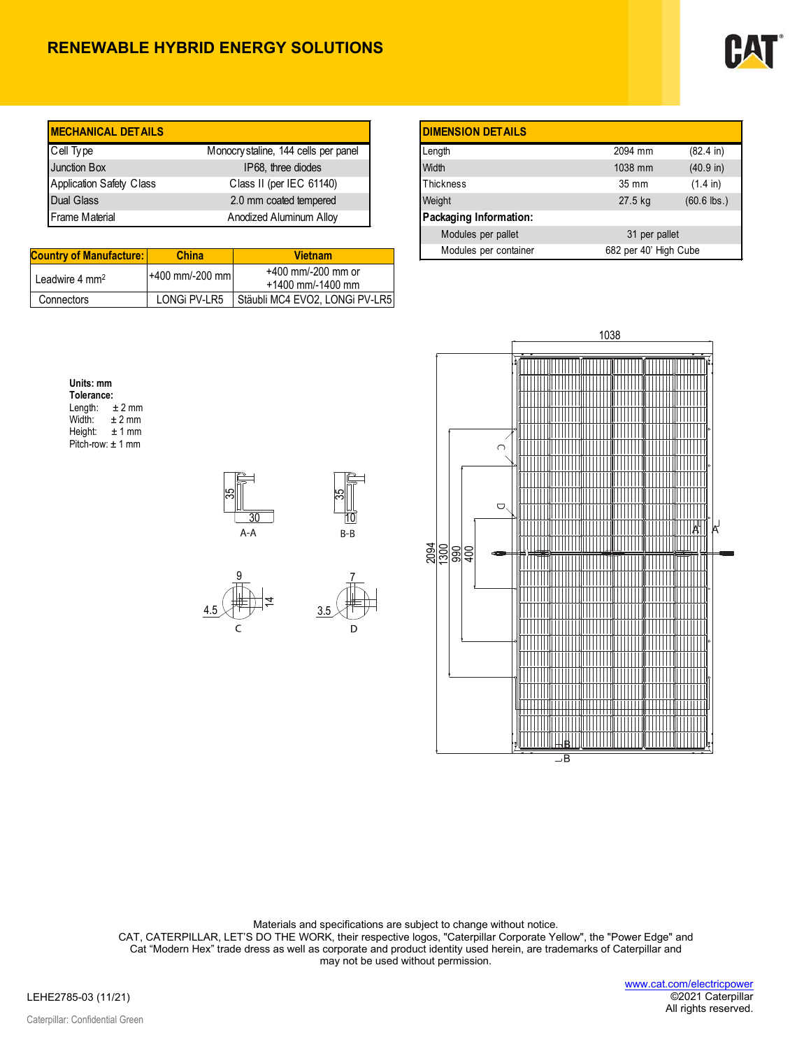# RENEWABLE HYBRID ENERGY SOLUTIONS

| MECHANICAL DETAILS | |
|---|---|
| Cell Type | Monocrystaline, 144 cells per panel |
| Junction Box | IP68, three diodes |
| Application Safety Class | Class II (per IEC 61140) |
| Dual Glass | 2.0 mm coated tempered |
| Frame Material | Anodized Aluminum Alloy |

| DIMENSION DETAILS | | |
|---|---|---|
| Length | 2094 mm | (82.4 in) |
| Width | 1038 mm | (40.9 in) |
| Thickness | 35 mm | (1.4 in) |
| Weight | 27.5 kg | (60.6 lbs.) |
| **Packaging Information:** | | |
| Modules per pallet | 31 per pallet | |
| Modules per container | 682 per 40' High Cube | |

| Country of Manufacture: | China | Vietnam |
|---|---|---|
| Leadwire 4 mm$^2$ | +400 mm/-200 mm | +400 mm/-200 mm or +1400 mm/-1400 mm |
| Connectors | LONGi PV-LR5 | Stäubli MC4 EVO2, LONGi PV-LR5 |

**Units: mm**
**Tolerance:**
Length: ± 2 mm
Width: ± 2 mm
Height: ± 1 mm
Pitch-row: ± 1 mm

35
30
A-A

35
10
B-B

9
4.5
14
C

7
3.5
D

1038
2094
1300
990
400
C
D
A
A
B
B

Materials and specifications are subject to change without notice.
CAT, CATERPILLAR, LET'S DO THE WORK, their respective logos, "Caterpillar Corporate Yellow", the "Power Edge" and Cat "Modern Hex" trade dress as well as corporate and product identity used herein, are trademarks of Caterpillar and may not be used without permission.

LEHE2785-03 (11/21)

www.cat.com/electricpower
©2021 Caterpillar
All rights reserved.

Caterpillar: Confidential Green